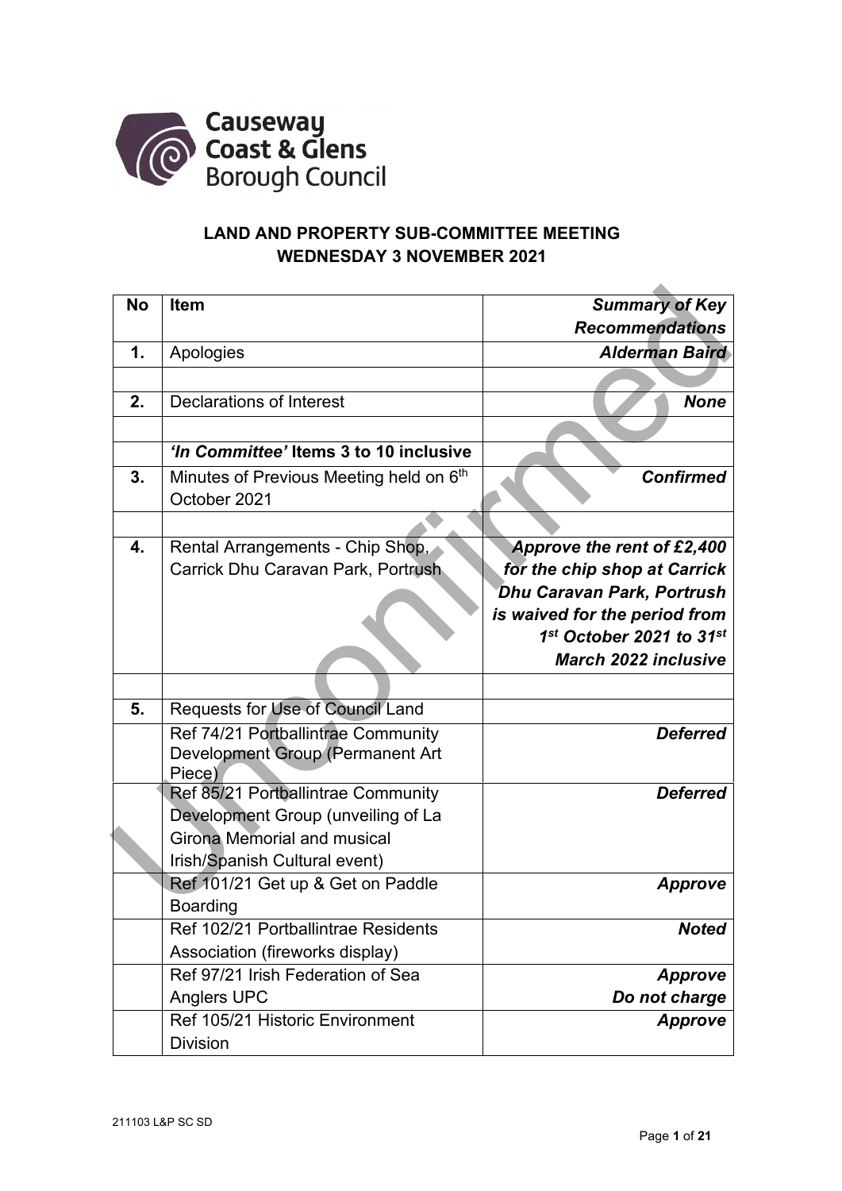Causeway Coast & Glens Borough Council

## LAND AND PROPERTY SUB-COMMITTEE MEETING
## WEDNESDAY 3 NOVEMBER 2021

| No | Item | *Summary of Key Recommendations* |
|---|---|---|
| 1. | Apologies | ***Alderman Baird*** |
| | | |
| 2. | Declarations of Interest | ***None*** |
| | | |
| | ***'In Committee'* Items 3 to 10 inclusive** | |
| 3. | Minutes of Previous Meeting held on 6th October 2021 | ***Confirmed*** |
| | | |
| 4. | Rental Arrangements - Chip Shop, Carrick Dhu Caravan Park, Portrush | ***Approve the rent of £2,400 for the chip shop at Carrick Dhu Caravan Park, Portrush is waived for the period from 1st October 2021 to 31st March 2022 inclusive*** |
| | | |
| 5. | Requests for Use of Council Land | |
| | Ref 74/21 Portballintrae Community Development Group (Permanent Art Piece) | ***Deferred*** |
| | Ref 85/21 Portballintrae Community Development Group (unveiling of La Girona Memorial and musical Irish/Spanish Cultural event) | ***Deferred*** |
| | Ref 101/21 Get up & Get on Paddle Boarding | ***Approve*** |
| | Ref 102/21 Portballintrae Residents Association (fireworks display) | ***Noted*** |
| | Ref 97/21 Irish Federation of Sea Anglers UPC | ***Approve***<br>***Do not charge*** |
| | Ref 105/21 Historic Environment Division | ***Approve*** |

211103 L&P SC SD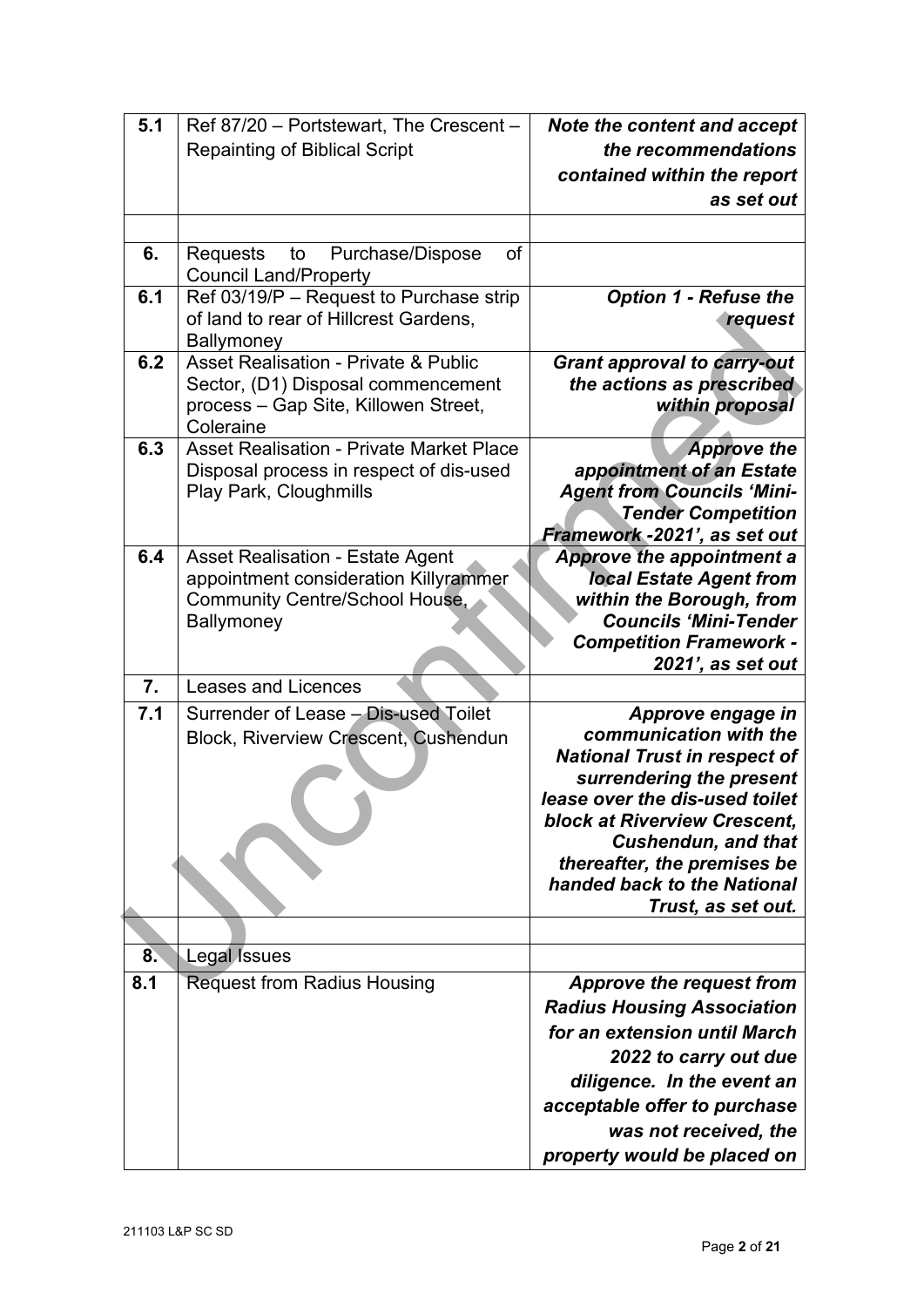| | | |
|---|---|---|
| 5.1 | Ref 87/20 – Portstewart, The Crescent – Repainting of Biblical Script | ***Note the content and accept the recommendations contained within the report as set out*** |
| | | |
| 6. | Requests to Purchase/Dispose of Council Land/Property | |
| 6.1 | Ref 03/19/P – Request to Purchase strip of land to rear of Hillcrest Gardens, Ballymoney | ***Option 1 - Refuse the request*** |
| 6.2 | Asset Realisation - Private & Public Sector, (D1) Disposal commencement process – Gap Site, Killowen Street, Coleraine | ***Grant approval to carry-out the actions as prescribed within proposal*** |
| 6.3 | Asset Realisation - Private Market Place Disposal process in respect of dis-used Play Park, Cloughmills | ***Approve the appointment of an Estate Agent from Councils 'Mini-Tender Competition Framework -2021', as set out*** |
| 6.4 | Asset Realisation - Estate Agent appointment consideration Killyrammer Community Centre/School House, Ballymoney | ***Approve the appointment a local Estate Agent from within the Borough, from Councils 'Mini-Tender Competition Framework - 2021', as set out*** |
| 7. | Leases and Licences | |
| 7.1 | Surrender of Lease – Dis-used Toilet Block, Riverview Crescent, Cushendun | ***Approve engage in communication with the National Trust in respect of surrendering the present lease over the dis-used toilet block at Riverview Crescent, Cushendun, and that thereafter, the premises be handed back to the National Trust, as set out.*** |
| | | |
| 8. | Legal Issues | |
| 8.1 | Request from Radius Housing | ***Approve the request from Radius Housing Association for an extension until March 2022 to carry out due diligence. In the event an acceptable offer to purchase was not received, the property would be placed on*** |

211103 L&P SC SD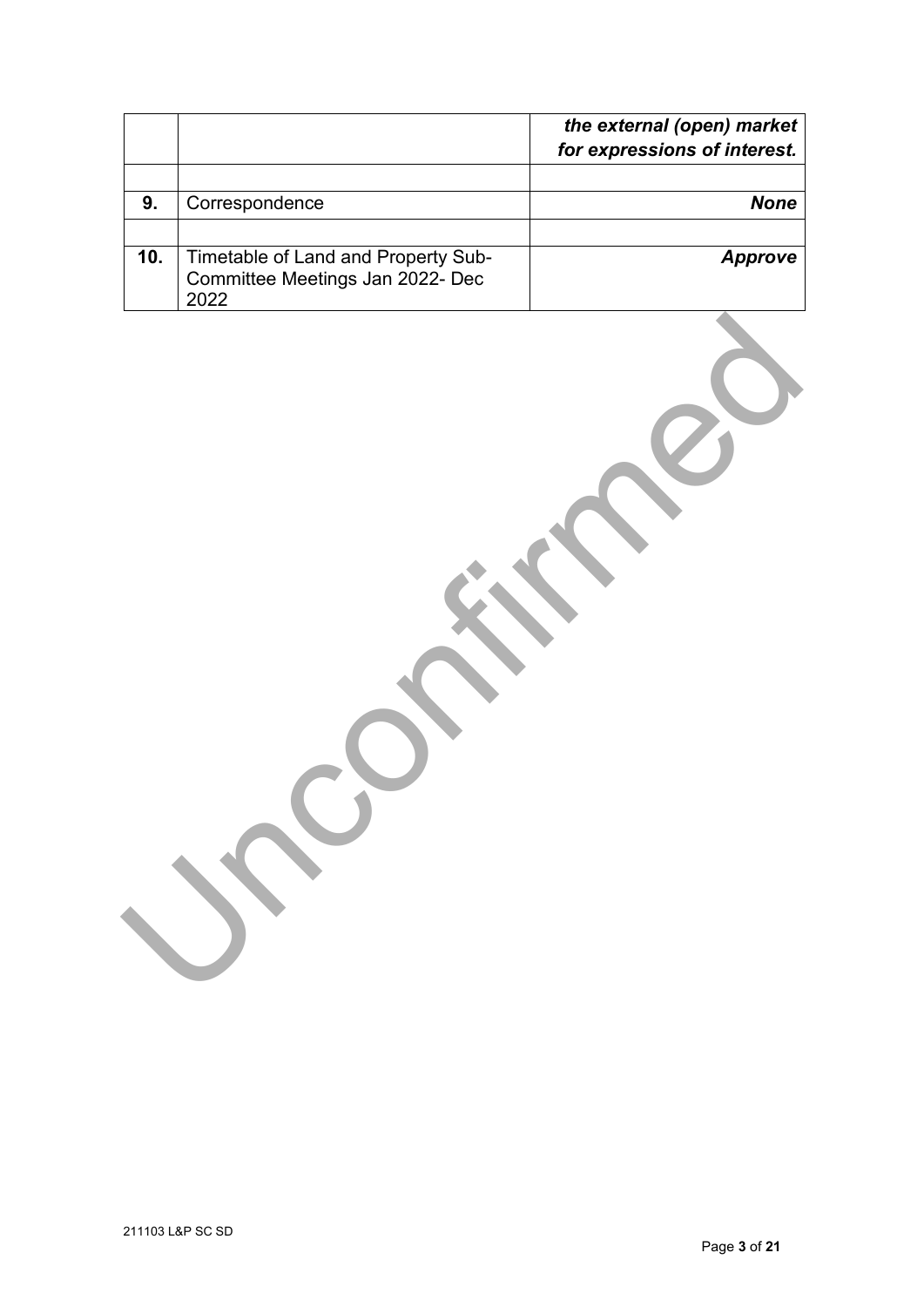| | | |
|---|---|---|
| | | ***the external (open) market for expressions of interest.*** |
| | | |
| **9.** | Correspondence | ***None*** |
| | | |
| **10.** | Timetable of Land and Property Sub-Committee Meetings Jan 2022- Dec 2022 | ***Approve*** |

Unconfirmed

211103 L&P SC SD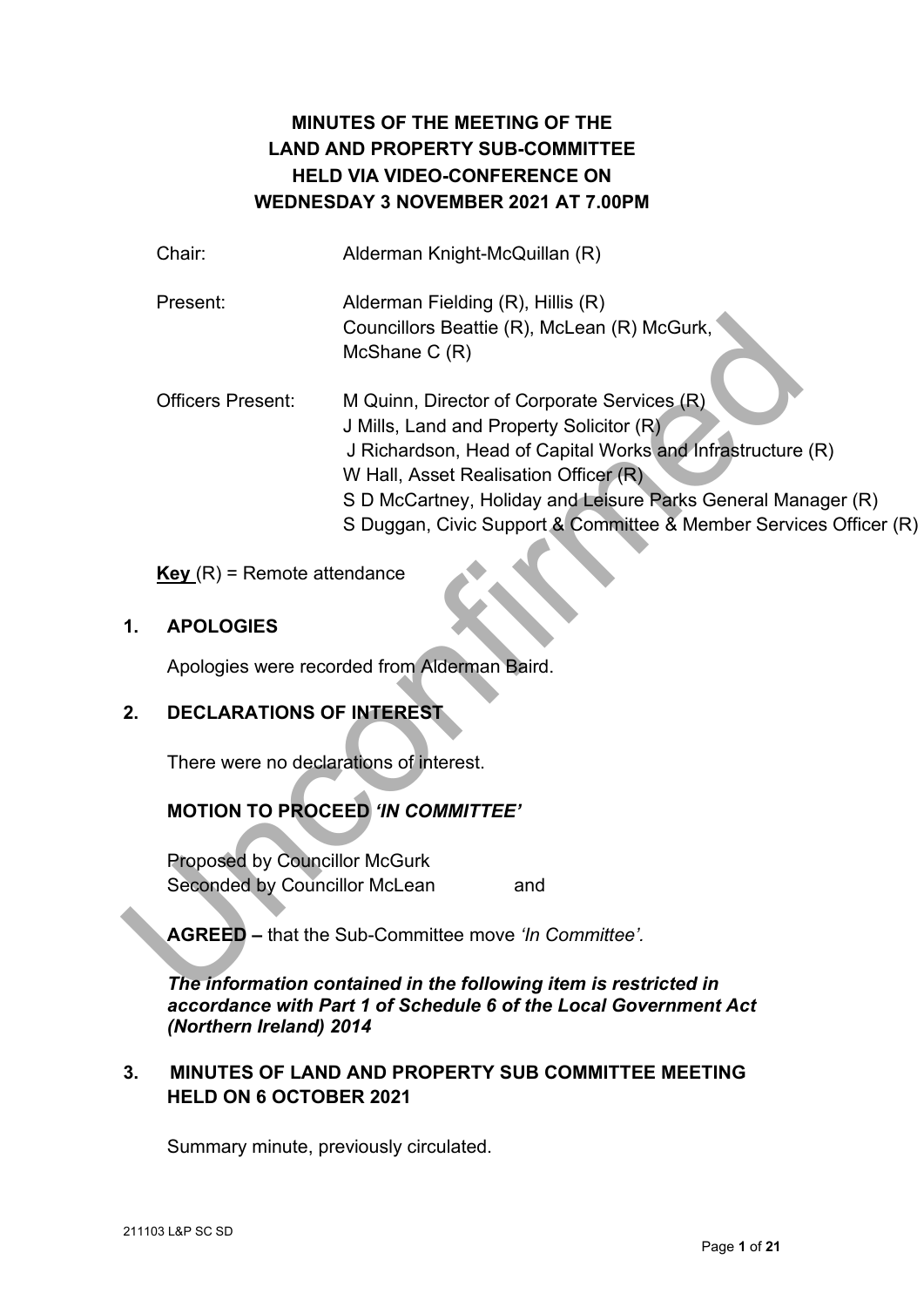# MINUTES OF THE MEETING OF THE LAND AND PROPERTY SUB-COMMITTEE HELD VIA VIDEO-CONFERENCE ON WEDNESDAY 3 NOVEMBER 2021 AT 7.00PM

| | |
|---|---|
| Chair: | Alderman Knight-McQuillan (R) |
| Present: | Alderman Fielding (R), Hillis (R)<br>Councillors Beattie (R), McLean (R) McGurk, McShane C (R) |
| Officers Present: | M Quinn, Director of Corporate Services (R)<br>J Mills, Land and Property Solicitor (R)<br>J Richardson, Head of Capital Works and Infrastructure (R)<br>W Hall, Asset Realisation Officer (R)<br>S D McCartney, Holiday and Leisure Parks General Manager (R)<br>S Duggan, Civic Support & Committee & Member Services Officer (R) |

**Key** (R) = Remote attendance

## 1. APOLOGIES

Apologies were recorded from Alderman Baird.

## 2. DECLARATIONS OF INTEREST

There were no declarations of interest.

**MOTION TO PROCEED *'IN COMMITTEE'***

Proposed by Councillor McGurk
Seconded by Councillor McLean and

**AGREED –** that the Sub-Committee move *'In Committee'.*

***The information contained in the following item is restricted in accordance with Part 1 of Schedule 6 of the Local Government Act (Northern Ireland) 2014***

## 3. MINUTES OF LAND AND PROPERTY SUB COMMITTEE MEETING HELD ON 6 OCTOBER 2021

Summary minute, previously circulated.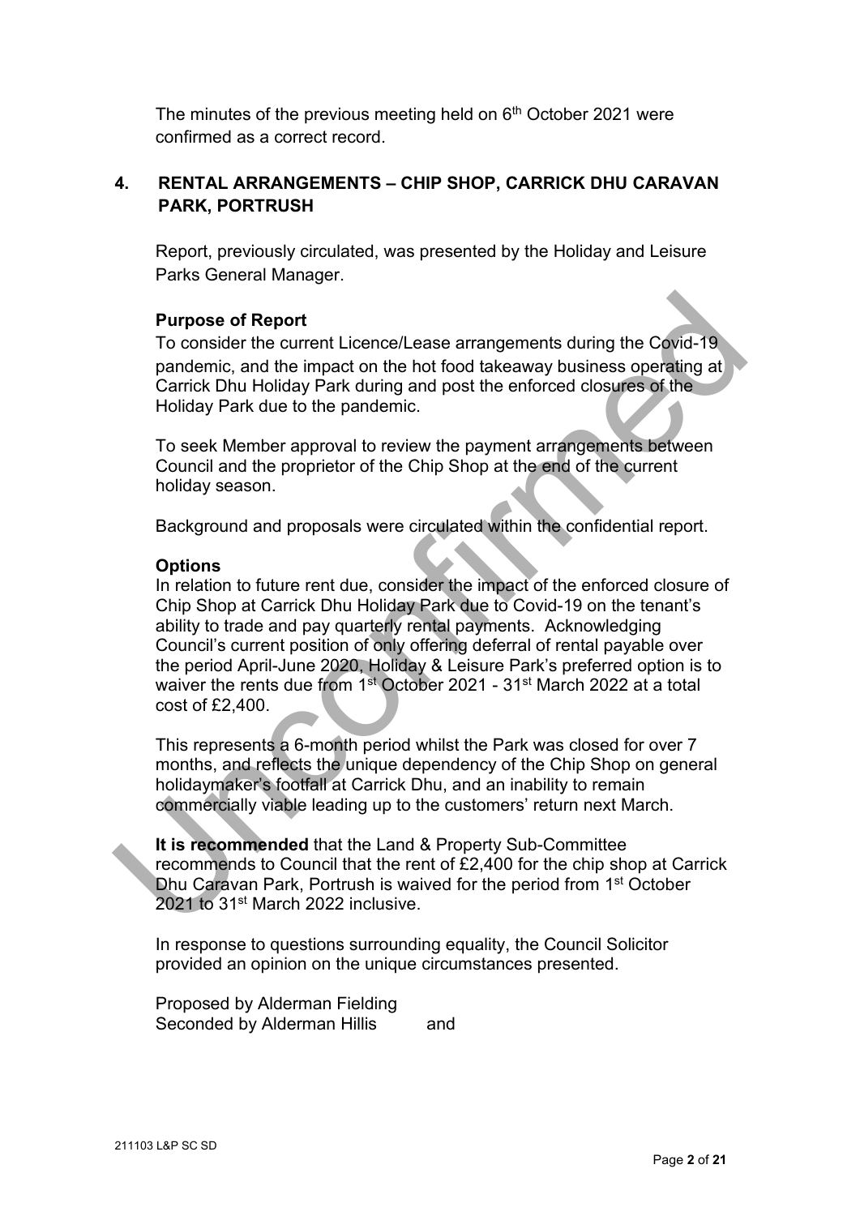The minutes of the previous meeting held on 6th October 2021 were confirmed as a correct record.

## 4. RENTAL ARRANGEMENTS – CHIP SHOP, CARRICK DHU CARAVAN PARK, PORTRUSH

Report, previously circulated, was presented by the Holiday and Leisure Parks General Manager.

**Purpose of Report**

To consider the current Licence/Lease arrangements during the Covid-19 pandemic, and the impact on the hot food takeaway business operating at Carrick Dhu Holiday Park during and post the enforced closures of the Holiday Park due to the pandemic.

To seek Member approval to review the payment arrangements between Council and the proprietor of the Chip Shop at the end of the current holiday season.

Background and proposals were circulated within the confidential report.

**Options**

In relation to future rent due, consider the impact of the enforced closure of Chip Shop at Carrick Dhu Holiday Park due to Covid-19 on the tenant's ability to trade and pay quarterly rental payments. Acknowledging Council's current position of only offering deferral of rental payable over the period April-June 2020, Holiday & Leisure Park's preferred option is to waiver the rents due from 1st October 2021 - 31st March 2022 at a total cost of £2,400.

This represents a 6-month period whilst the Park was closed for over 7 months, and reflects the unique dependency of the Chip Shop on general holidaymaker's footfall at Carrick Dhu, and an inability to remain commercially viable leading up to the customers' return next March.

**It is recommended** that the Land & Property Sub-Committee recommends to Council that the rent of £2,400 for the chip shop at Carrick Dhu Caravan Park, Portrush is waived for the period from 1st October 2021 to 31st March 2022 inclusive.

In response to questions surrounding equality, the Council Solicitor provided an opinion on the unique circumstances presented.

Proposed by Alderman Fielding
Seconded by Alderman Hillis and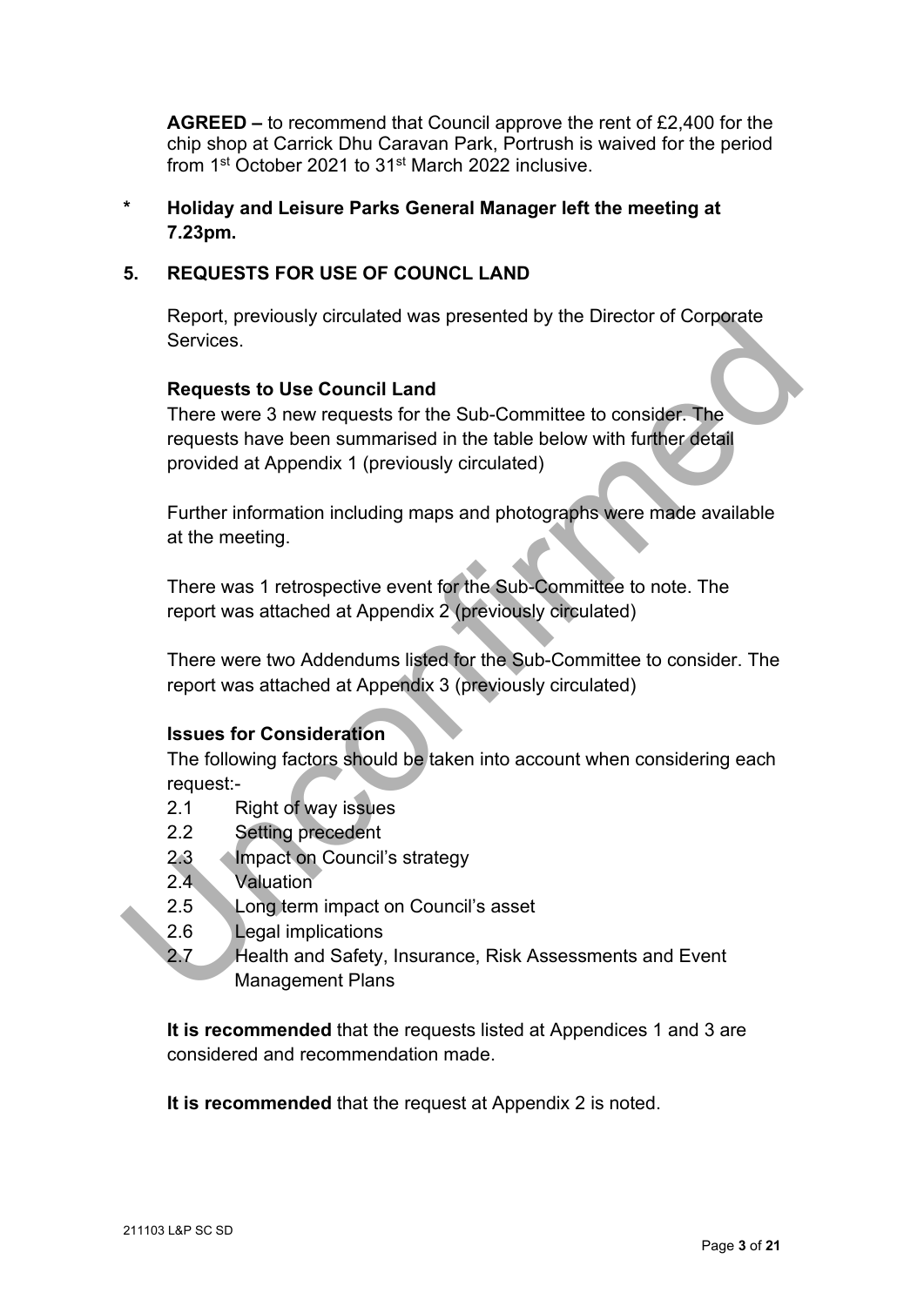**AGREED –** to recommend that Council approve the rent of £2,400 for the chip shop at Carrick Dhu Caravan Park, Portrush is waived for the period from 1st October 2021 to 31st March 2022 inclusive.

\* **Holiday and Leisure Parks General Manager left the meeting at 7.23pm.**

## 5. REQUESTS FOR USE OF COUNCL LAND

Report, previously circulated was presented by the Director of Corporate Services.

**Requests to Use Council Land**

There were 3 new requests for the Sub-Committee to consider. The requests have been summarised in the table below with further detail provided at Appendix 1 (previously circulated)

Further information including maps and photographs were made available at the meeting.

There was 1 retrospective event for the Sub-Committee to note. The report was attached at Appendix 2 (previously circulated)

There were two Addendums listed for the Sub-Committee to consider. The report was attached at Appendix 3 (previously circulated)

**Issues for Consideration**

The following factors should be taken into account when considering each request:-

2.1 Right of way issues
2.2 Setting precedent
2.3 Impact on Council's strategy
2.4 Valuation
2.5 Long term impact on Council's asset
2.6 Legal implications
2.7 Health and Safety, Insurance, Risk Assessments and Event Management Plans

**It is recommended** that the requests listed at Appendices 1 and 3 are considered and recommendation made.

**It is recommended** that the request at Appendix 2 is noted.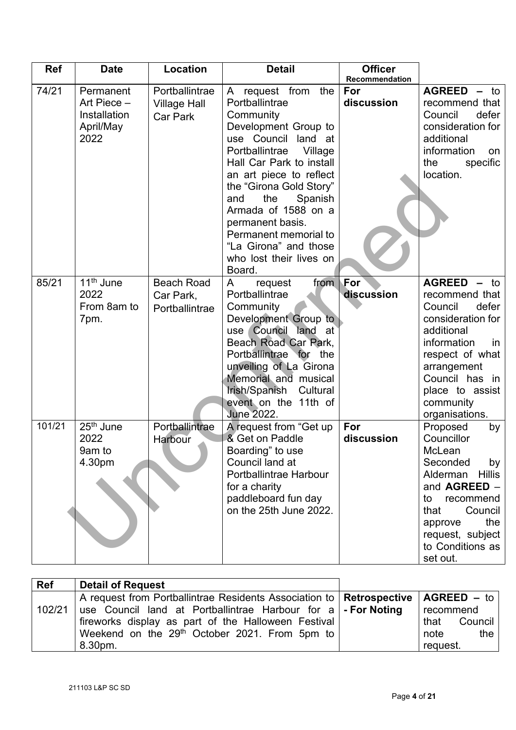| Ref | Date | Location | Detail | Officer Recommendation | |
|---|---|---|---|---|---|
| 74/21 | Permanent Art Piece – Installation April/May 2022 | Portballintrae Village Hall Car Park | A request from the Portballintrae Community Development Group to use Council land at Portballintrae Village Hall Car Park to install an art piece to reflect the "Girona Gold Story" and the Spanish Armada of 1588 on a permanent basis. Permanent memorial to "La Girona" and those who lost their lives on Board. | **For discussion** | **AGREED** – to recommend that Council defer consideration for additional information on the specific location. |
| 85/21 | 11th June 2022 From 8am to 7pm. | Beach Road Car Park, Portballintrae | A request from Portballintrae Community Development Group to use Council land at Beach Road Car Park, Portballintrae for the unveiling of La Girona Memorial and musical Irish/Spanish Cultural event on the 11th of June 2022. | **For discussion** | **AGREED** – to recommend that Council defer consideration for additional information in respect of what arrangement Council has in place to assist community organisations. |
| 101/21 | 25th June 2022 9am to 4.30pm | Portballintrae Harbour | A request from "Get up & Get on Paddle Boarding" to use Council land at Portballintrae Harbour for a charity paddleboard fun day on the 25th June 2022. | **For discussion** | Proposed by Councillor McLean Seconded by Alderman Hillis and **AGREED** – to recommend that Council approve the request, subject to Conditions as set out. |

| Ref | Detail of Request | | |
|---|---|---|---|
| 102/21 | A request from Portballintrae Residents Association to use Council land at Portballintrae Harbour for a fireworks display as part of the Halloween Festival Weekend on the 29th October 2021. From 5pm to 8.30pm. | **Retrospective - For Noting** | **AGREED** – to recommend that Council note the request. |

211103 L&P SC SD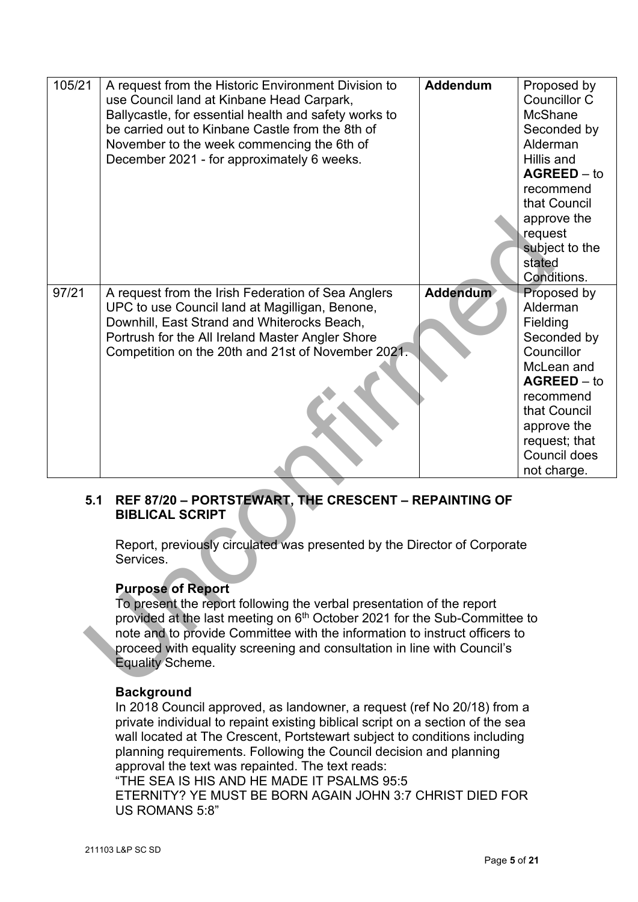| 105/21 | A request from the Historic Environment Division to use Council land at Kinbane Head Carpark, Ballycastle, for essential health and safety works to be carried out to Kinbane Castle from the 8th of November to the week commencing the 6th of December 2021 - for approximately 6 weeks. | **Addendum** | Proposed by Councillor C McShane Seconded by Alderman Hillis and **AGREED** – to recommend that Council approve the request subject to the stated Conditions. |
|---|---|---|---|
| 97/21 | A request from the Irish Federation of Sea Anglers UPC to use Council land at Magilligan, Benone, Downhill, East Strand and Whiterocks Beach, Portrush for the All Ireland Master Angler Shore Competition on the 20th and 21st of November 2021. | **Addendum** | Proposed by Alderman Fielding Seconded by Councillor McLean and **AGREED** – to recommend that Council approve the request; that Council does not charge. |

### 5.1 REF 87/20 – PORTSTEWART, THE CRESCENT – REPAINTING OF BIBLICAL SCRIPT

Report, previously circulated was presented by the Director of Corporate Services.

**Purpose of Report**

To present the report following the verbal presentation of the report provided at the last meeting on 6th October 2021 for the Sub-Committee to note and to provide Committee with the information to instruct officers to proceed with equality screening and consultation in line with Council's Equality Scheme.

**Background**

In 2018 Council approved, as landowner, a request (ref No 20/18) from a private individual to repaint existing biblical script on a section of the sea wall located at The Crescent, Portstewart subject to conditions including planning requirements. Following the Council decision and planning approval the text was repainted. The text reads:

"THE SEA IS HIS AND HE MADE IT PSALMS 95:5
ETERNITY? YE MUST BE BORN AGAIN JOHN 3:7 CHRIST DIED FOR US ROMANS 5:8"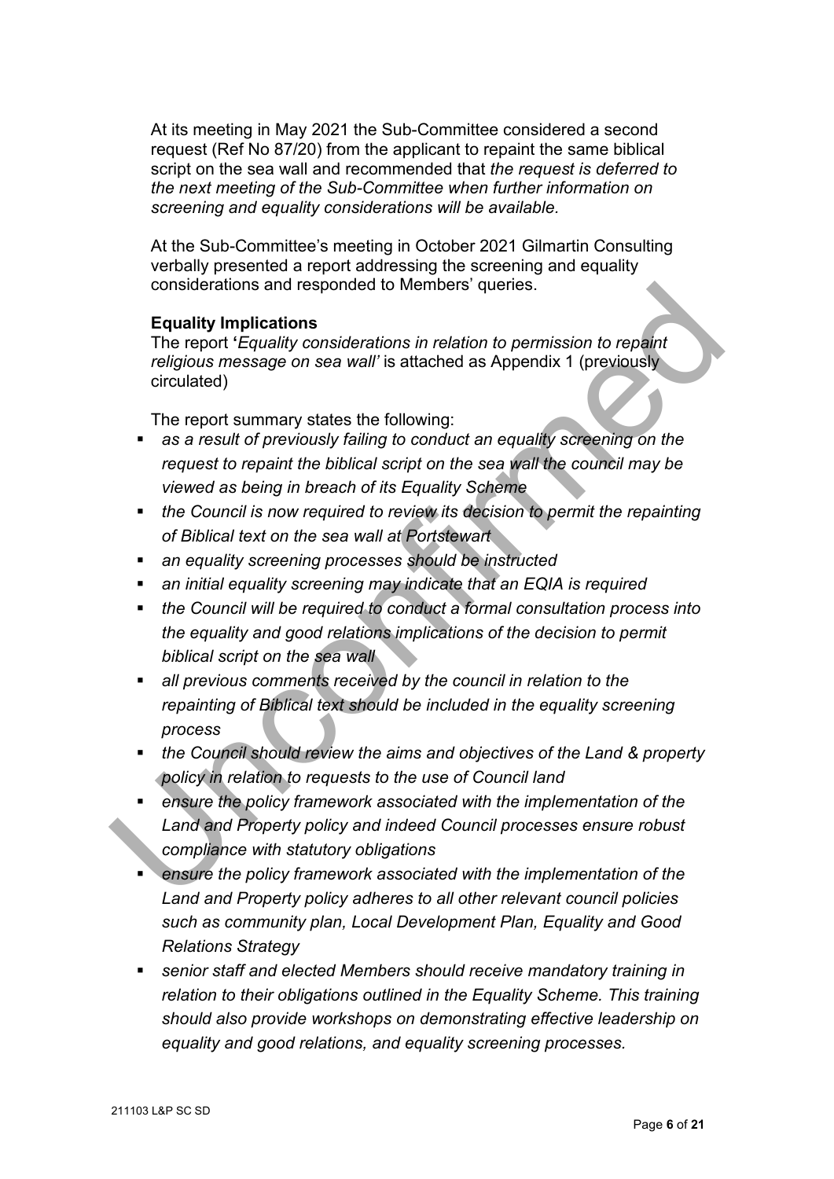At its meeting in May 2021 the Sub-Committee considered a second request (Ref No 87/20) from the applicant to repaint the same biblical script on the sea wall and recommended that *the request is deferred to the next meeting of the Sub-Committee when further information on screening and equality considerations will be available.*

At the Sub-Committee's meeting in October 2021 Gilmartin Consulting verbally presented a report addressing the screening and equality considerations and responded to Members' queries.

**Equality Implications**

The report **'***Equality considerations in relation to permission to repaint religious message on sea wall'* is attached as Appendix 1 (previously circulated)

The report summary states the following:

- *as a result of previously failing to conduct an equality screening on the request to repaint the biblical script on the sea wall the council may be viewed as being in breach of its Equality Scheme*
- *the Council is now required to review its decision to permit the repainting of Biblical text on the sea wall at Portstewart*
- *an equality screening processes should be instructed*
- *an initial equality screening may indicate that an EQIA is required*
- *the Council will be required to conduct a formal consultation process into the equality and good relations implications of the decision to permit biblical script on the sea wall*
- *all previous comments received by the council in relation to the repainting of Biblical text should be included in the equality screening process*
- *the Council should review the aims and objectives of the Land & property policy in relation to requests to the use of Council land*
- *ensure the policy framework associated with the implementation of the Land and Property policy and indeed Council processes ensure robust compliance with statutory obligations*
- *ensure the policy framework associated with the implementation of the Land and Property policy adheres to all other relevant council policies such as community plan, Local Development Plan, Equality and Good Relations Strategy*
- *senior staff and elected Members should receive mandatory training in relation to their obligations outlined in the Equality Scheme. This training should also provide workshops on demonstrating effective leadership on equality and good relations, and equality screening processes.*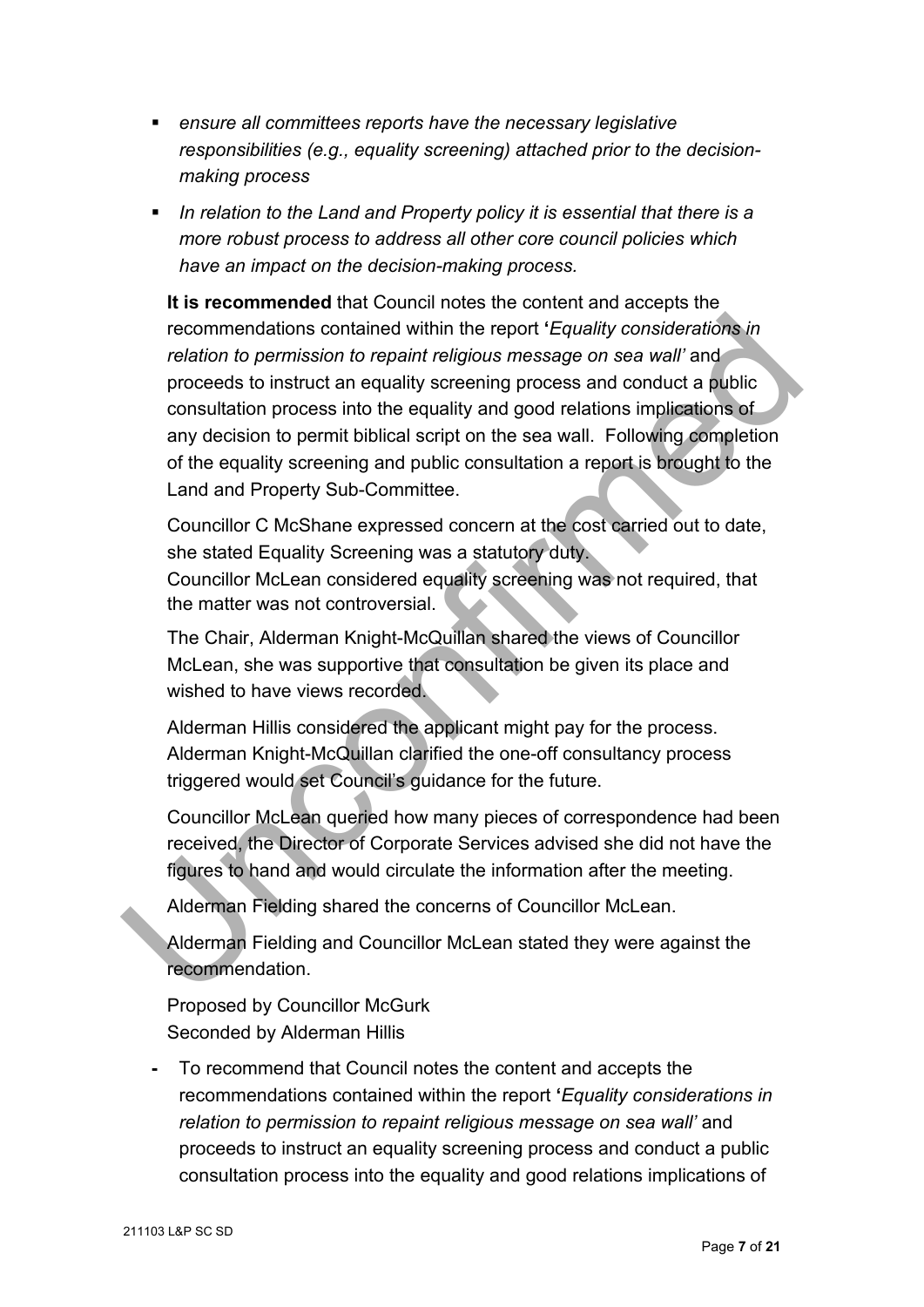- *ensure all committees reports have the necessary legislative responsibilities (e.g., equality screening) attached prior to the decision-making process*
- *In relation to the Land and Property policy it is essential that there is a more robust process to address all other core council policies which have an impact on the decision-making process.*

**It is recommended** that Council notes the content and accepts the recommendations contained within the report **'***Equality considerations in relation to permission to repaint religious message on sea wall'* and proceeds to instruct an equality screening process and conduct a public consultation process into the equality and good relations implications of any decision to permit biblical script on the sea wall. Following completion of the equality screening and public consultation a report is brought to the Land and Property Sub-Committee.

Councillor C McShane expressed concern at the cost carried out to date, she stated Equality Screening was a statutory duty.
Councillor McLean considered equality screening was not required, that the matter was not controversial.

The Chair, Alderman Knight-McQuillan shared the views of Councillor McLean, she was supportive that consultation be given its place and wished to have views recorded.

Alderman Hillis considered the applicant might pay for the process. Alderman Knight-McQuillan clarified the one-off consultancy process triggered would set Council's guidance for the future.

Councillor McLean queried how many pieces of correspondence had been received, the Director of Corporate Services advised she did not have the figures to hand and would circulate the information after the meeting.

Alderman Fielding shared the concerns of Councillor McLean.

Alderman Fielding and Councillor McLean stated they were against the recommendation.

Proposed by Councillor McGurk
Seconded by Alderman Hillis

- To recommend that Council notes the content and accepts the recommendations contained within the report **'***Equality considerations in relation to permission to repaint religious message on sea wall'* and proceeds to instruct an equality screening process and conduct a public consultation process into the equality and good relations implications of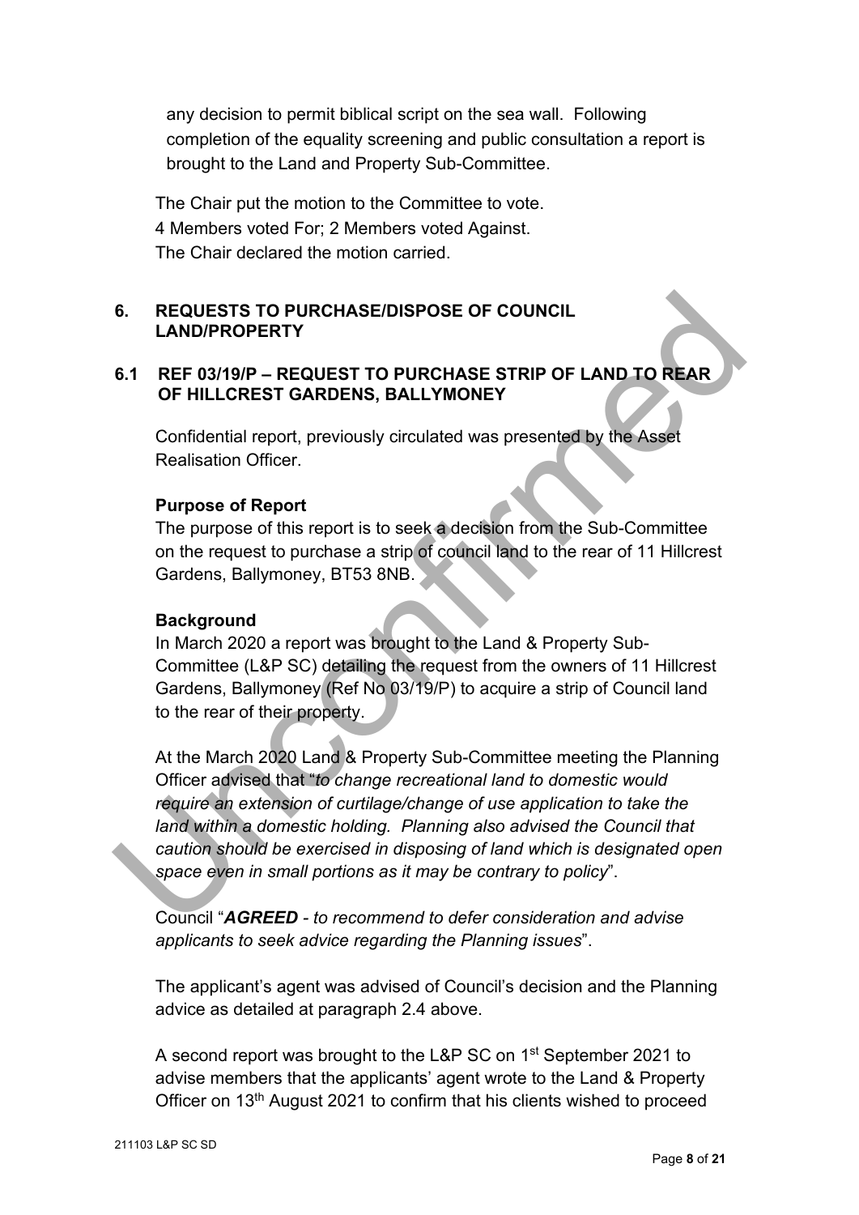any decision to permit biblical script on the sea wall. Following completion of the equality screening and public consultation a report is brought to the Land and Property Sub-Committee.

The Chair put the motion to the Committee to vote.
4 Members voted For; 2 Members voted Against.
The Chair declared the motion carried.

## 6. REQUESTS TO PURCHASE/DISPOSE OF COUNCIL LAND/PROPERTY

### 6.1 REF 03/19/P – REQUEST TO PURCHASE STRIP OF LAND TO REAR OF HILLCREST GARDENS, BALLYMONEY

Confidential report, previously circulated was presented by the Asset Realisation Officer.

**Purpose of Report**

The purpose of this report is to seek a decision from the Sub-Committee on the request to purchase a strip of council land to the rear of 11 Hillcrest Gardens, Ballymoney, BT53 8NB.

**Background**

In March 2020 a report was brought to the Land & Property Sub-Committee (L&P SC) detailing the request from the owners of 11 Hillcrest Gardens, Ballymoney (Ref No 03/19/P) to acquire a strip of Council land to the rear of their property.

At the March 2020 Land & Property Sub-Committee meeting the Planning Officer advised that "*to change recreational land to domestic would require an extension of curtilage/change of use application to take the land within a domestic holding. Planning also advised the Council that caution should be exercised in disposing of land which is designated open space even in small portions as it may be contrary to policy*".

Council "***AGREED*** *- to recommend to defer consideration and advise applicants to seek advice regarding the Planning issues*".

The applicant's agent was advised of Council's decision and the Planning advice as detailed at paragraph 2.4 above.

A second report was brought to the L&P SC on 1st September 2021 to advise members that the applicants' agent wrote to the Land & Property Officer on 13th August 2021 to confirm that his clients wished to proceed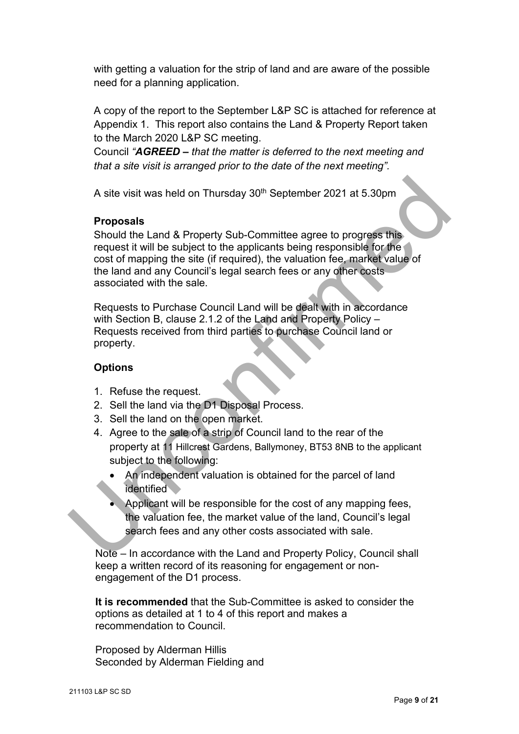with getting a valuation for the strip of land and are aware of the possible need for a planning application.

A copy of the report to the September L&P SC is attached for reference at Appendix 1. This report also contains the Land & Property Report taken to the March 2020 L&P SC meeting.

Council *"**AGREED –** that the matter is deferred to the next meeting and that a site visit is arranged prior to the date of the next meeting".*

A site visit was held on Thursday 30th September 2021 at 5.30pm

**Proposals**

Should the Land & Property Sub-Committee agree to progress this request it will be subject to the applicants being responsible for the cost of mapping the site (if required), the valuation fee, market value of the land and any Council's legal search fees or any other costs associated with the sale.

Requests to Purchase Council Land will be dealt with in accordance with Section B, clause 2.1.2 of the Land and Property Policy – Requests received from third parties to purchase Council land or property.

**Options**

1. Refuse the request.
2. Sell the land via the D1 Disposal Process.
3. Sell the land on the open market.
4. Agree to the sale of a strip of Council land to the rear of the property at 11 Hillcrest Gardens, Ballymoney, BT53 8NB to the applicant subject to the following:
   - An independent valuation is obtained for the parcel of land identified
   - Applicant will be responsible for the cost of any mapping fees, the valuation fee, the market value of the land, Council's legal search fees and any other costs associated with sale.

Note – In accordance with the Land and Property Policy, Council shall keep a written record of its reasoning for engagement or non-engagement of the D1 process.

**It is recommended** that the Sub-Committee is asked to consider the options as detailed at 1 to 4 of this report and makes a recommendation to Council.

Proposed by Alderman Hillis
Seconded by Alderman Fielding and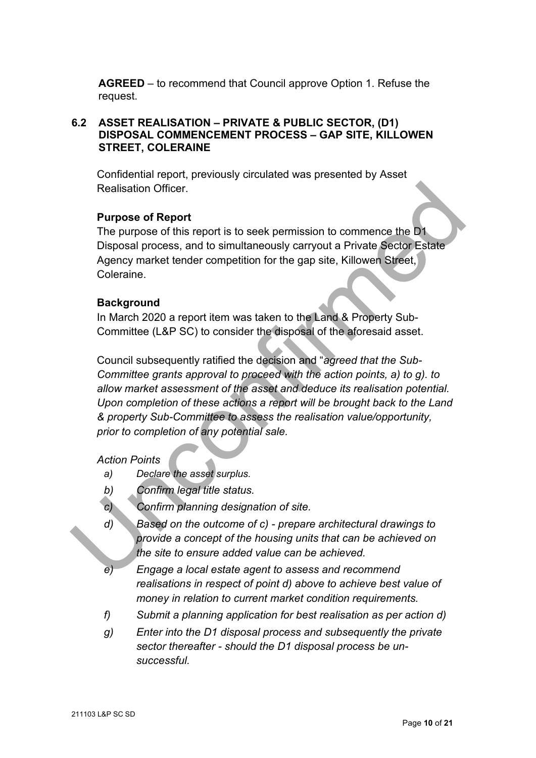**AGREED** – to recommend that Council approve Option 1. Refuse the request.

## 6.2 ASSET REALISATION – PRIVATE & PUBLIC SECTOR, (D1) DISPOSAL COMMENCEMENT PROCESS – GAP SITE, KILLOWEN STREET, COLERAINE

Confidential report, previously circulated was presented by Asset Realisation Officer.

**Purpose of Report**

The purpose of this report is to seek permission to commence the D1 Disposal process, and to simultaneously carryout a Private Sector Estate Agency market tender competition for the gap site, Killowen Street, Coleraine.

**Background**

In March 2020 a report item was taken to the Land & Property Sub-Committee (L&P SC) to consider the disposal of the aforesaid asset.

Council subsequently ratified the decision and "*agreed that the Sub-Committee grants approval to proceed with the action points, a) to g). to allow market assessment of the asset and deduce its realisation potential. Upon completion of these actions a report will be brought back to the Land & property Sub-Committee to assess the realisation value/opportunity, prior to completion of any potential sale.*

*Action Points*

- *a) Declare the asset surplus.*
- *b) Confirm legal title status.*
- *c) Confirm planning designation of site.*
- *d) Based on the outcome of c) - prepare architectural drawings to provide a concept of the housing units that can be achieved on the site to ensure added value can be achieved.*
- *e) Engage a local estate agent to assess and recommend realisations in respect of point d) above to achieve best value of money in relation to current market condition requirements.*
- *f) Submit a planning application for best realisation as per action d)*
- *g) Enter into the D1 disposal process and subsequently the private sector thereafter - should the D1 disposal process be un-successful.*

211103 L&P SC SD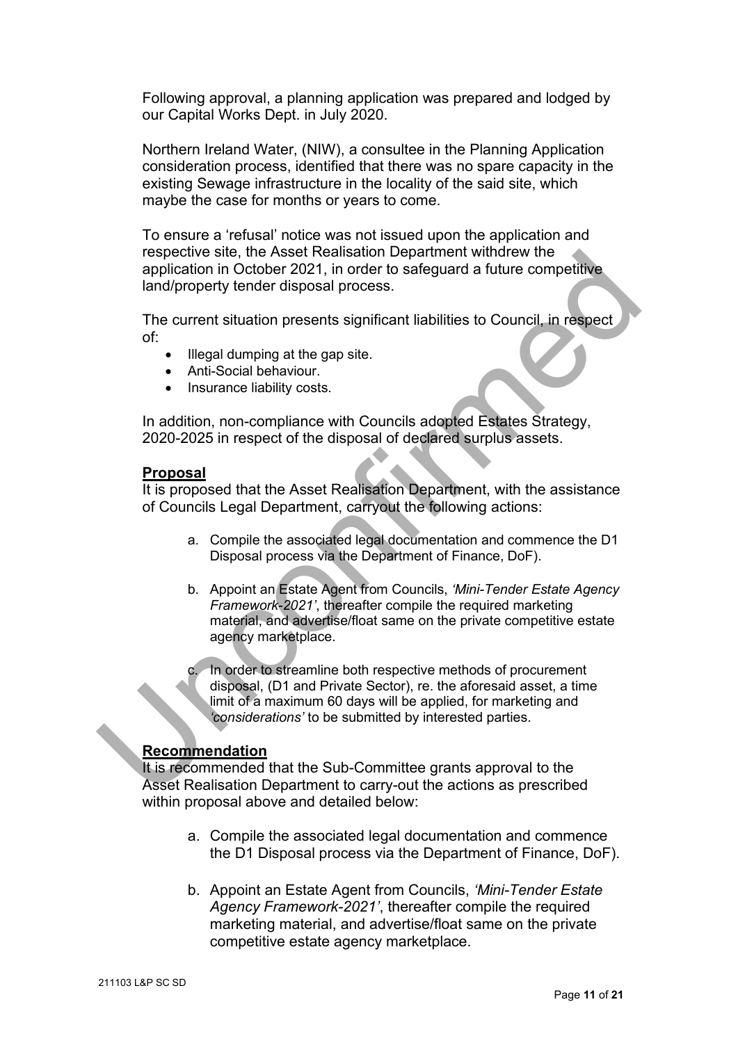Following approval, a planning application was prepared and lodged by our Capital Works Dept. in July 2020.

Northern Ireland Water, (NIW), a consultee in the Planning Application consideration process, identified that there was no spare capacity in the existing Sewage infrastructure in the locality of the said site, which maybe the case for months or years to come.

To ensure a 'refusal' notice was not issued upon the application and respective site, the Asset Realisation Department withdrew the application in October 2021, in order to safeguard a future competitive land/property tender disposal process.

The current situation presents significant liabilities to Council, in respect of:

- Illegal dumping at the gap site.
- Anti-Social behaviour.
- Insurance liability costs.

In addition, non-compliance with Councils adopted Estates Strategy, 2020-2025 in respect of the disposal of declared surplus assets.

**Proposal**

It is proposed that the Asset Realisation Department, with the assistance of Councils Legal Department, carryout the following actions:

a. Compile the associated legal documentation and commence the D1 Disposal process via the Department of Finance, DoF).

b. Appoint an Estate Agent from Councils, *'Mini-Tender Estate Agency Framework-2021'*, thereafter compile the required marketing material, and advertise/float same on the private competitive estate agency marketplace.

c. In order to streamline both respective methods of procurement disposal, (D1 and Private Sector), re. the aforesaid asset, a time limit of a maximum 60 days will be applied, for marketing and *'considerations'* to be submitted by interested parties.

**Recommendation**

It is recommended that the Sub-Committee grants approval to the Asset Realisation Department to carry-out the actions as prescribed within proposal above and detailed below:

a. Compile the associated legal documentation and commence the D1 Disposal process via the Department of Finance, DoF).

b. Appoint an Estate Agent from Councils, *'Mini-Tender Estate Agency Framework-2021'*, thereafter compile the required marketing material, and advertise/float same on the private competitive estate agency marketplace.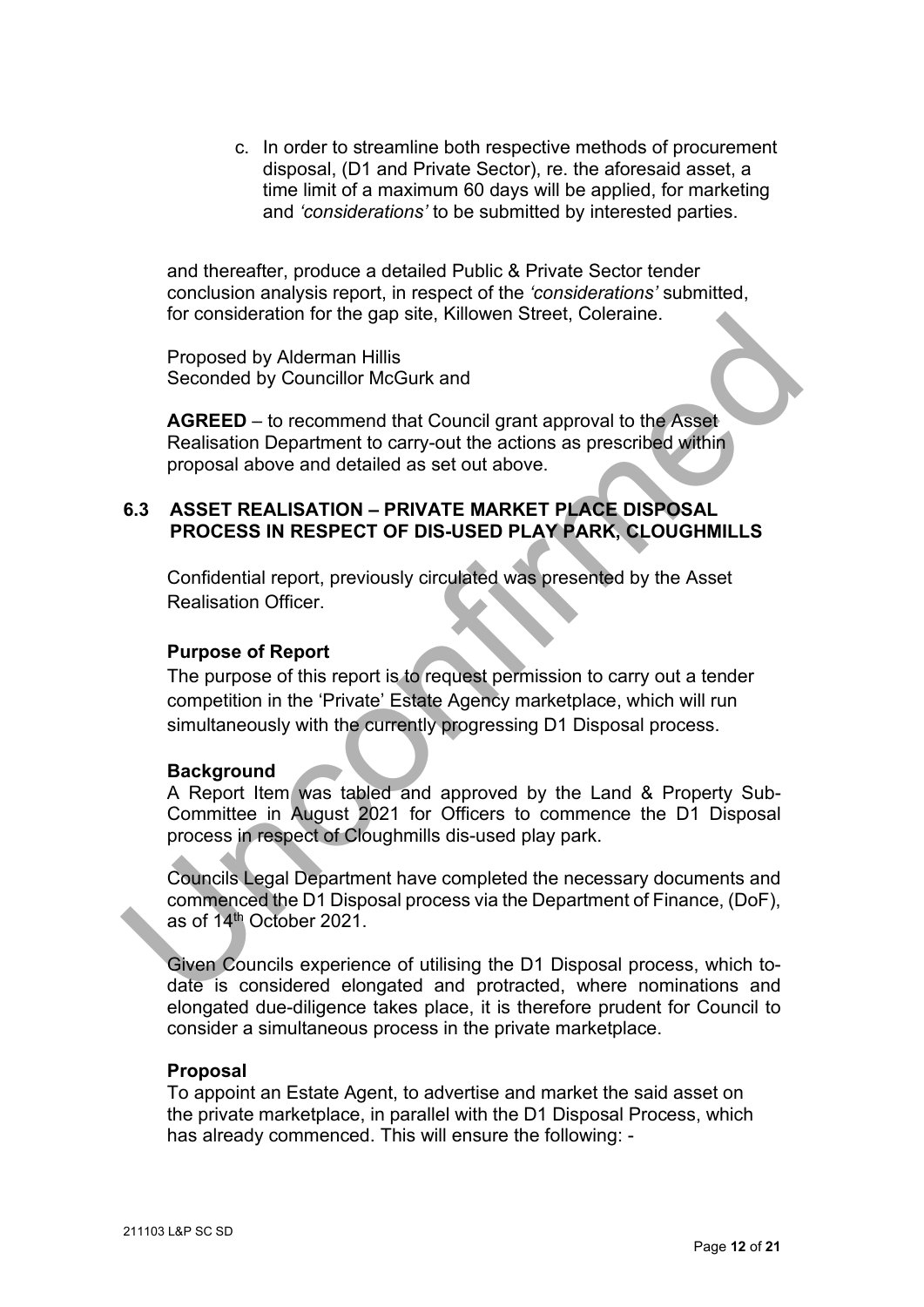c. In order to streamline both respective methods of procurement disposal, (D1 and Private Sector), re. the aforesaid asset, a time limit of a maximum 60 days will be applied, for marketing and *'considerations'* to be submitted by interested parties.

and thereafter, produce a detailed Public & Private Sector tender conclusion analysis report, in respect of the *'considerations'* submitted, for consideration for the gap site, Killowen Street, Coleraine.

Proposed by Alderman Hillis
Seconded by Councillor McGurk and

**AGREED** – to recommend that Council grant approval to the Asset Realisation Department to carry-out the actions as prescribed within proposal above and detailed as set out above.

## 6.3 ASSET REALISATION – PRIVATE MARKET PLACE DISPOSAL PROCESS IN RESPECT OF DIS-USED PLAY PARK, CLOUGHMILLS

Confidential report, previously circulated was presented by the Asset Realisation Officer.

**Purpose of Report**

The purpose of this report is to request permission to carry out a tender competition in the 'Private' Estate Agency marketplace, which will run simultaneously with the currently progressing D1 Disposal process.

**Background**

A Report Item was tabled and approved by the Land & Property Sub-Committee in August 2021 for Officers to commence the D1 Disposal process in respect of Cloughmills dis-used play park.

Councils Legal Department have completed the necessary documents and commenced the D1 Disposal process via the Department of Finance, (DoF), as of 14th October 2021.

Given Councils experience of utilising the D1 Disposal process, which to-date is considered elongated and protracted, where nominations and elongated due-diligence takes place, it is therefore prudent for Council to consider a simultaneous process in the private marketplace.

**Proposal**

To appoint an Estate Agent, to advertise and market the said asset on the private marketplace, in parallel with the D1 Disposal Process, which has already commenced. This will ensure the following: -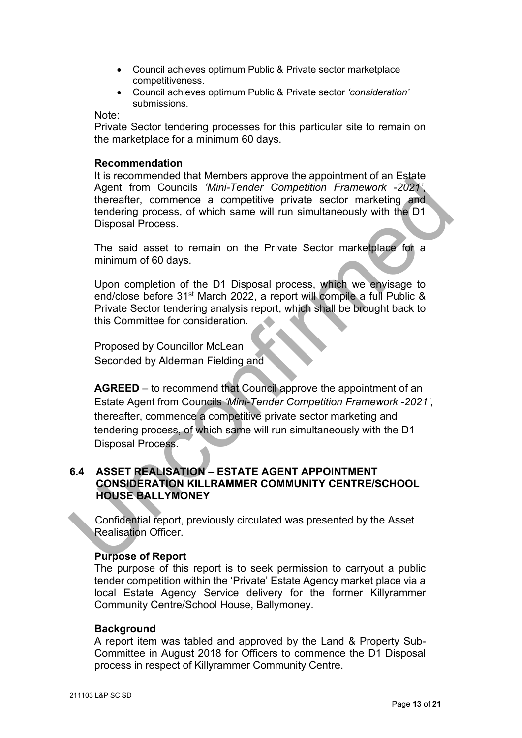- Council achieves optimum Public & Private sector marketplace competitiveness.
- Council achieves optimum Public & Private sector *'consideration'* submissions.

Note:

Private Sector tendering processes for this particular site to remain on the marketplace for a minimum 60 days.

**Recommendation**

It is recommended that Members approve the appointment of an Estate Agent from Councils *'Mini-Tender Competition Framework -2021'*, thereafter, commence a competitive private sector marketing and tendering process, of which same will run simultaneously with the D1 Disposal Process.

The said asset to remain on the Private Sector marketplace for a minimum of 60 days.

Upon completion of the D1 Disposal process, which we envisage to end/close before 31st March 2022, a report will compile a full Public & Private Sector tendering analysis report, which shall be brought back to this Committee for consideration.

Proposed by Councillor McLean
Seconded by Alderman Fielding and

**AGREED** – to recommend that Council approve the appointment of an Estate Agent from Councils *'Mini-Tender Competition Framework -2021'*, thereafter, commence a competitive private sector marketing and tendering process, of which same will run simultaneously with the D1 Disposal Process.

## 6.4 ASSET REALISATION – ESTATE AGENT APPOINTMENT CONSIDERATION KILLRAMMER COMMUNITY CENTRE/SCHOOL HOUSE BALLYMONEY

Confidential report, previously circulated was presented by the Asset Realisation Officer.

**Purpose of Report**

The purpose of this report is to seek permission to carryout a public tender competition within the 'Private' Estate Agency market place via a local Estate Agency Service delivery for the former Killyrammer Community Centre/School House, Ballymoney.

**Background**

A report item was tabled and approved by the Land & Property Sub-Committee in August 2018 for Officers to commence the D1 Disposal process in respect of Killyrammer Community Centre.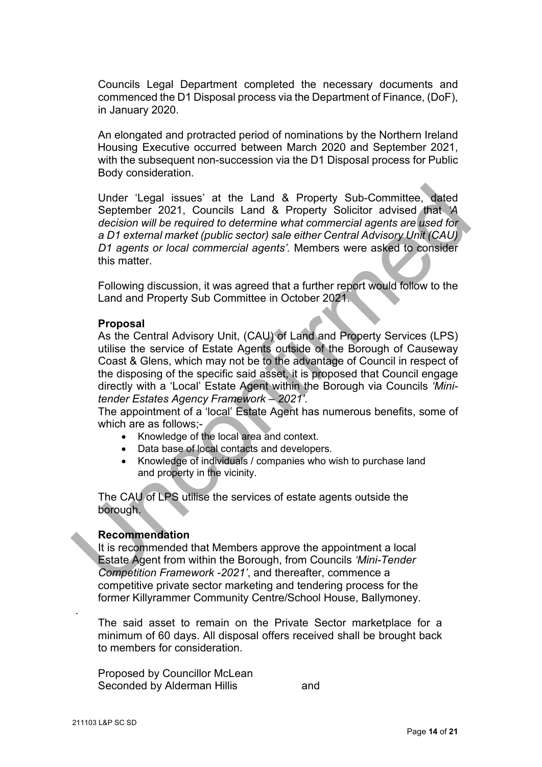Councils Legal Department completed the necessary documents and commenced the D1 Disposal process via the Department of Finance, (DoF), in January 2020.

An elongated and protracted period of nominations by the Northern Ireland Housing Executive occurred between March 2020 and September 2021, with the subsequent non-succession via the D1 Disposal process for Public Body consideration.

Under 'Legal issues' at the Land & Property Sub-Committee, dated September 2021, Councils Land & Property Solicitor advised that *'A decision will be required to determine what commercial agents are used for a D1 external market (public sector) sale either Central Advisory Unit (CAU) D1 agents or local commercial agents'.* Members were asked to consider this matter.

Following discussion, it was agreed that a further report would follow to the Land and Property Sub Committee in October 2021.

**Proposal**

As the Central Advisory Unit, (CAU) of Land and Property Services (LPS) utilise the service of Estate Agents outside of the Borough of Causeway Coast & Glens, which may not be to the advantage of Council in respect of the disposing of the specific said asset, it is proposed that Council engage directly with a 'Local' Estate Agent within the Borough via Councils *'Mini-tender Estates Agency Framework – 2021'*.

The appointment of a 'local' Estate Agent has numerous benefits, some of which are as follows;-

- Knowledge of the local area and context.
- Data base of local contacts and developers.
- Knowledge of individuals / companies who wish to purchase land and property in the vicinity.

The CAU of LPS utilise the services of estate agents outside the borough.

**Recommendation**

It is recommended that Members approve the appointment a local Estate Agent from within the Borough, from Councils *'Mini-Tender Competition Framework -2021'*, and thereafter, commence a competitive private sector marketing and tendering process for the former Killyrammer Community Centre/School House, Ballymoney.

.

The said asset to remain on the Private Sector marketplace for a minimum of 60 days. All disposal offers received shall be brought back to members for consideration.

Proposed by Councillor McLean
Seconded by Alderman Hillis and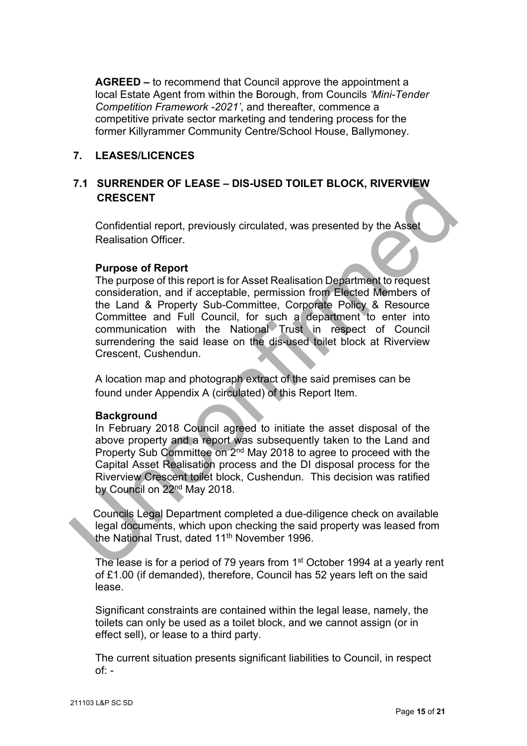**AGREED –** to recommend that Council approve the appointment a local Estate Agent from within the Borough, from Councils *'Mini-Tender Competition Framework -2021'*, and thereafter, commence a competitive private sector marketing and tendering process for the former Killyrammer Community Centre/School House, Ballymoney.

## 7. LEASES/LICENCES

### 7.1 SURRENDER OF LEASE – DIS-USED TOILET BLOCK, RIVERVIEW CRESCENT

Confidential report, previously circulated, was presented by the Asset Realisation Officer.

**Purpose of Report**

The purpose of this report is for Asset Realisation Department to request consideration, and if acceptable, permission from Elected Members of the Land & Property Sub-Committee, Corporate Policy & Resource Committee and Full Council, for such a department to enter into communication with the National Trust in respect of Council surrendering the said lease on the dis-used toilet block at Riverview Crescent, Cushendun.

A location map and photograph extract of the said premises can be found under Appendix A (circulated) of this Report Item.

**Background**

In February 2018 Council agreed to initiate the asset disposal of the above property and a report was subsequently taken to the Land and Property Sub Committee on 2nd May 2018 to agree to proceed with the Capital Asset Realisation process and the DI disposal process for the Riverview Crescent toilet block, Cushendun. This decision was ratified by Council on 22nd May 2018.

Councils Legal Department completed a due-diligence check on available legal documents, which upon checking the said property was leased from the National Trust, dated 11th November 1996.

The lease is for a period of 79 years from 1st October 1994 at a yearly rent of £1.00 (if demanded), therefore, Council has 52 years left on the said lease.

Significant constraints are contained within the legal lease, namely, the toilets can only be used as a toilet block, and we cannot assign (or in effect sell), or lease to a third party.

The current situation presents significant liabilities to Council, in respect of: -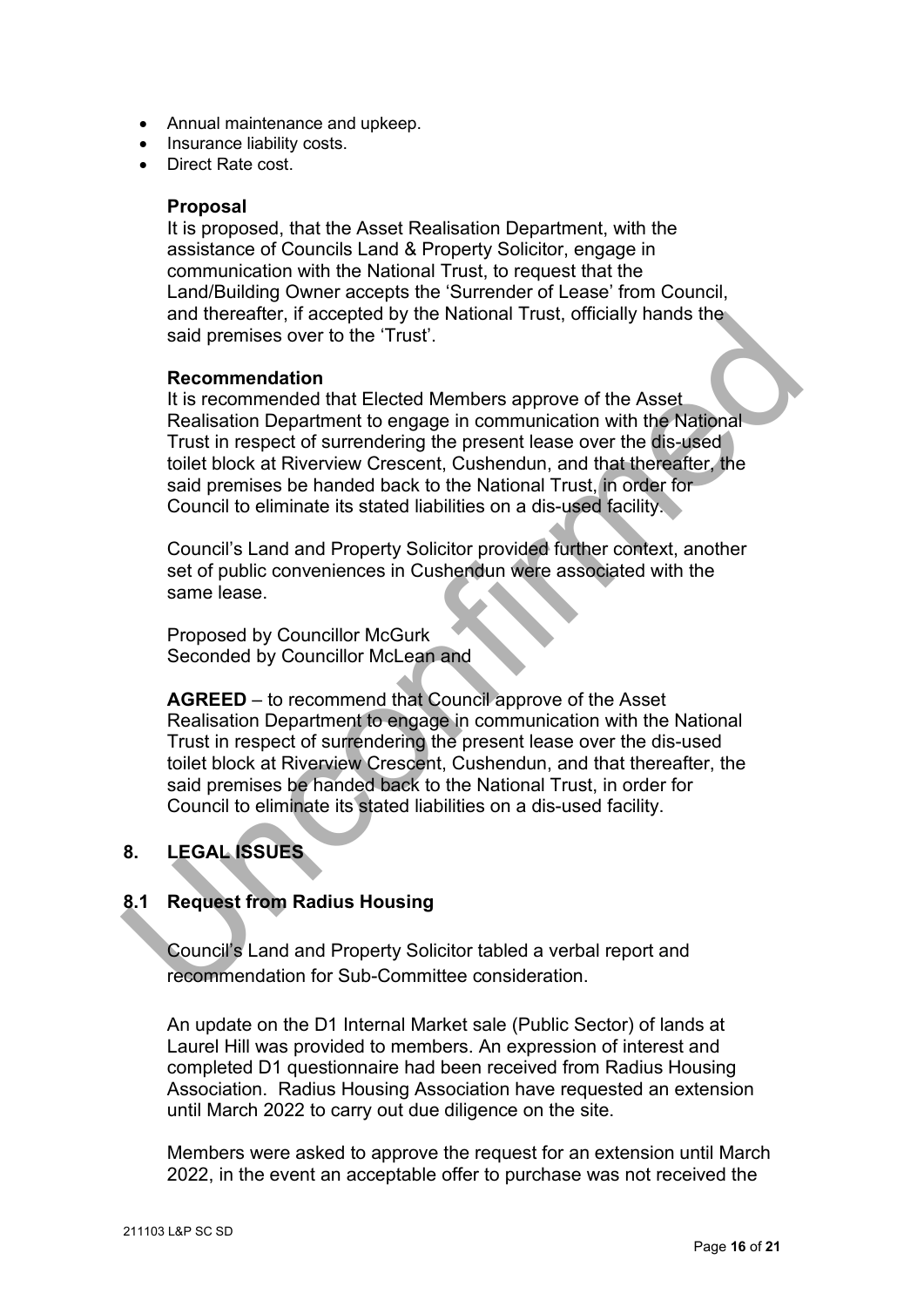- Annual maintenance and upkeep.
- Insurance liability costs.
- Direct Rate cost.

**Proposal**

It is proposed, that the Asset Realisation Department, with the assistance of Councils Land & Property Solicitor, engage in communication with the National Trust, to request that the Land/Building Owner accepts the 'Surrender of Lease' from Council, and thereafter, if accepted by the National Trust, officially hands the said premises over to the 'Trust'.

**Recommendation**

It is recommended that Elected Members approve of the Asset Realisation Department to engage in communication with the National Trust in respect of surrendering the present lease over the dis-used toilet block at Riverview Crescent, Cushendun, and that thereafter, the said premises be handed back to the National Trust, in order for Council to eliminate its stated liabilities on a dis-used facility.

Council's Land and Property Solicitor provided further context, another set of public conveniences in Cushendun were associated with the same lease.

Proposed by Councillor McGurk
Seconded by Councillor McLean and

**AGREED** – to recommend that Council approve of the Asset Realisation Department to engage in communication with the National Trust in respect of surrendering the present lease over the dis-used toilet block at Riverview Crescent, Cushendun, and that thereafter, the said premises be handed back to the National Trust, in order for Council to eliminate its stated liabilities on a dis-used facility.

## 8. LEGAL ISSUES

### 8.1 Request from Radius Housing

Council's Land and Property Solicitor tabled a verbal report and recommendation for Sub-Committee consideration.

An update on the D1 Internal Market sale (Public Sector) of lands at Laurel Hill was provided to members. An expression of interest and completed D1 questionnaire had been received from Radius Housing Association. Radius Housing Association have requested an extension until March 2022 to carry out due diligence on the site.

Members were asked to approve the request for an extension until March 2022, in the event an acceptable offer to purchase was not received the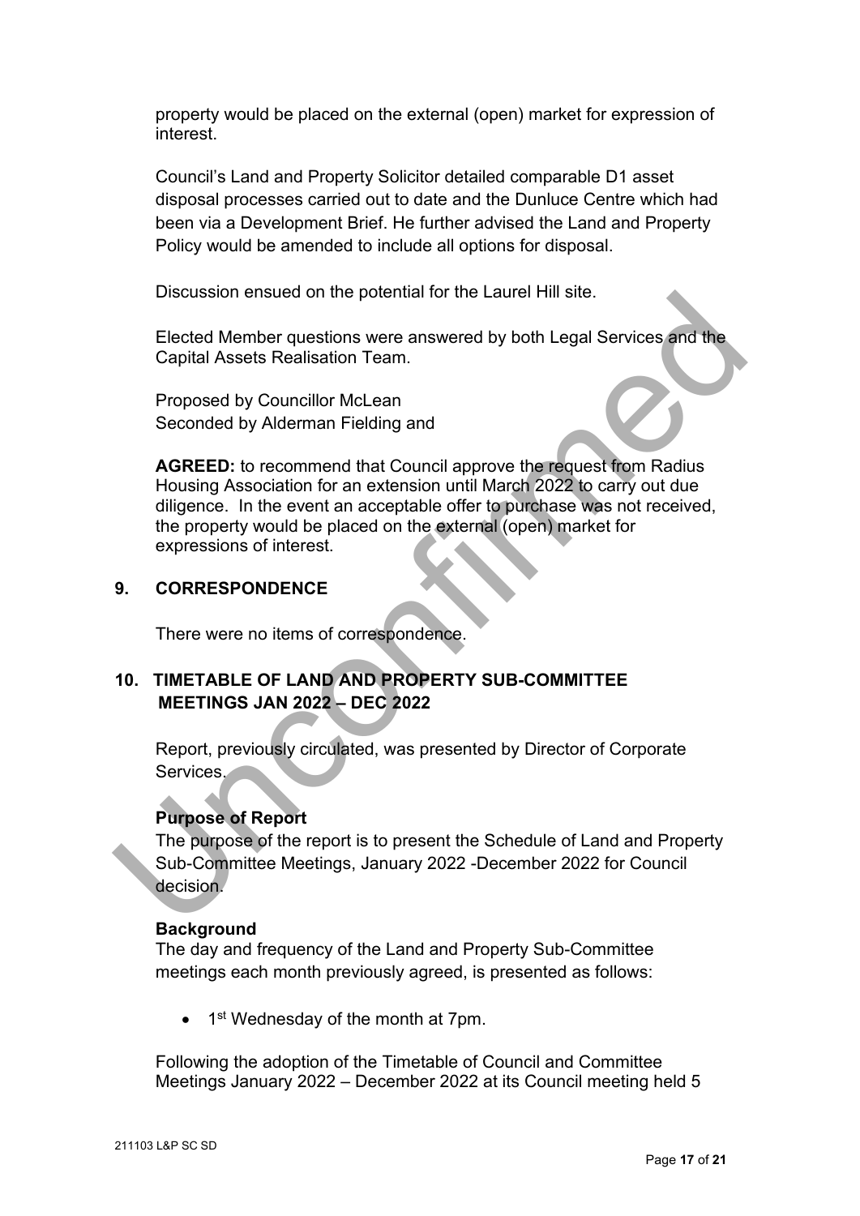property would be placed on the external (open) market for expression of interest.

Council's Land and Property Solicitor detailed comparable D1 asset disposal processes carried out to date and the Dunluce Centre which had been via a Development Brief. He further advised the Land and Property Policy would be amended to include all options for disposal.

Discussion ensued on the potential for the Laurel Hill site.

Elected Member questions were answered by both Legal Services and the Capital Assets Realisation Team.

Proposed by Councillor McLean
Seconded by Alderman Fielding and

**AGREED:** to recommend that Council approve the request from Radius Housing Association for an extension until March 2022 to carry out due diligence. In the event an acceptable offer to purchase was not received, the property would be placed on the external (open) market for expressions of interest.

## 9. CORRESPONDENCE

There were no items of correspondence.

## 10. TIMETABLE OF LAND AND PROPERTY SUB-COMMITTEE MEETINGS JAN 2022 – DEC 2022

Report, previously circulated, was presented by Director of Corporate Services.

**Purpose of Report**
The purpose of the report is to present the Schedule of Land and Property Sub-Committee Meetings, January 2022 -December 2022 for Council decision.

**Background**
The day and frequency of the Land and Property Sub-Committee meetings each month previously agreed, is presented as follows:

- 1st Wednesday of the month at 7pm.

Following the adoption of the Timetable of Council and Committee Meetings January 2022 – December 2022 at its Council meeting held 5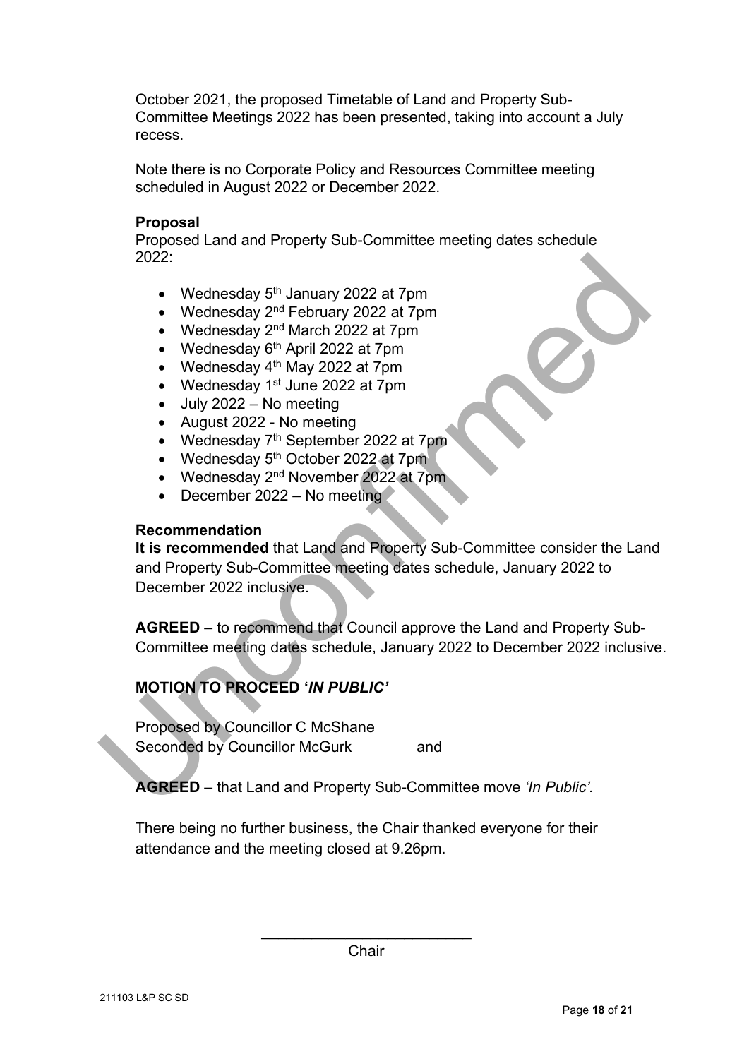October 2021, the proposed Timetable of Land and Property Sub-Committee Meetings 2022 has been presented, taking into account a July recess.

Note there is no Corporate Policy and Resources Committee meeting scheduled in August 2022 or December 2022.

**Proposal**
Proposed Land and Property Sub-Committee meeting dates schedule 2022:

- Wednesday 5th January 2022 at 7pm
- Wednesday 2nd February 2022 at 7pm
- Wednesday 2nd March 2022 at 7pm
- Wednesday 6th April 2022 at 7pm
- Wednesday 4th May 2022 at 7pm
- Wednesday 1st June 2022 at 7pm
- July 2022 – No meeting
- August 2022 - No meeting
- Wednesday 7th September 2022 at 7pm
- Wednesday 5th October 2022 at 7pm
- Wednesday 2nd November 2022 at 7pm
- December 2022 – No meeting

**Recommendation**
**It is recommended** that Land and Property Sub-Committee consider the Land and Property Sub-Committee meeting dates schedule, January 2022 to December 2022 inclusive.

**AGREED** – to recommend that Council approve the Land and Property Sub-Committee meeting dates schedule, January 2022 to December 2022 inclusive.

**MOTION TO PROCEED '*IN PUBLIC*'**

Proposed by Councillor C McShane
Seconded by Councillor McGurk and

**AGREED** – that Land and Property Sub-Committee move *'In Public'.*

There being no further business, the Chair thanked everyone for their attendance and the meeting closed at 9.26pm.

___________________________
Chair

211103 L&P SC SD